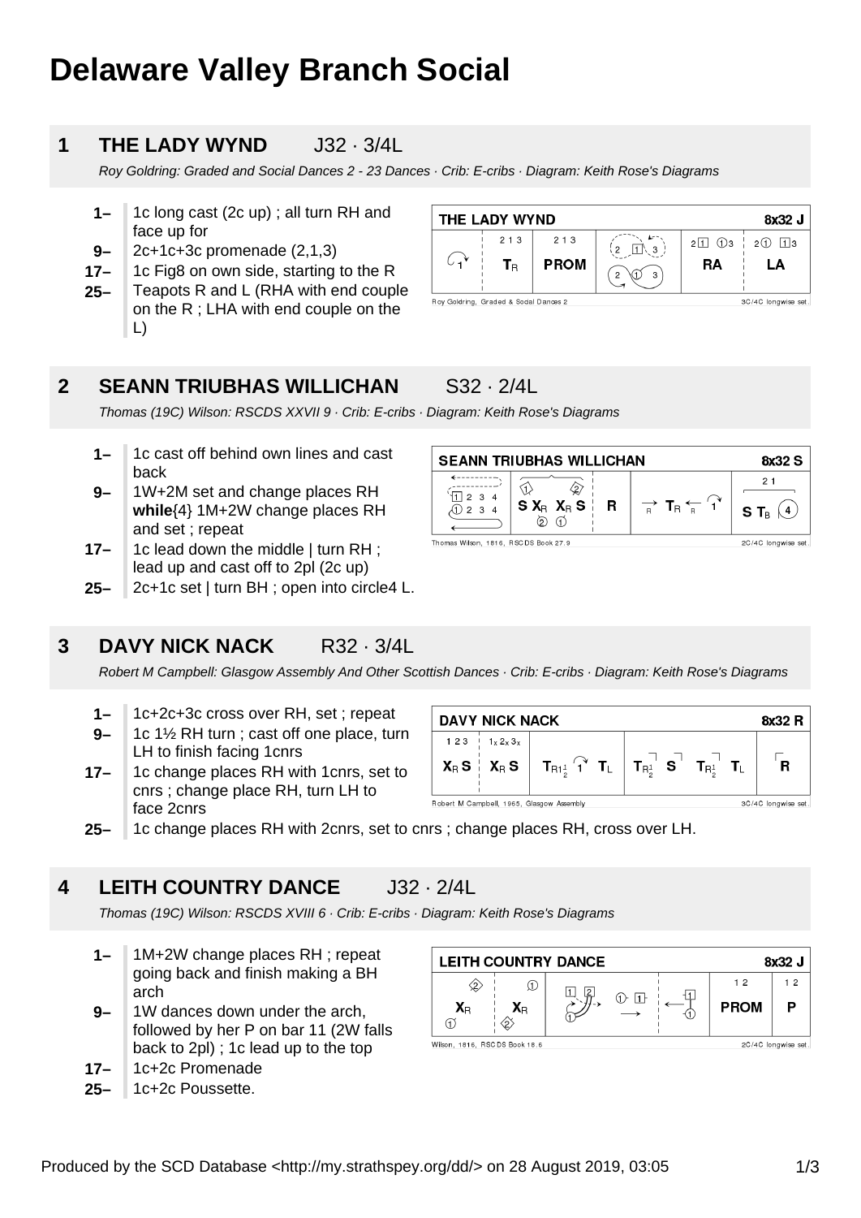# Delaware Valley Branch Social

## 1 THE LADY WYND J32 · 3/4L

*Roy Goldring: Graded and Social Dances 2 - 23 Dances · Crib: E-cribs · Diagram: Keith Rose's Diagrams*

- **1–** 1c long cast (2c up) ; all turn RH and face up for
- **9–** 2c+1c+3c promenade (2,1,3)
- **17–** 1c Fig8 on own side, starting to the R
- **25–** Teapots R and L (RHA with end couple on the R ; LHA with end couple on the L)

## 2 SEANN TRIUBHAS WILLICHAN S32 · 2/4L

*Thomas (19C) Wilson: RSCDS XXVII 9 · Crib: E-cribs · Diagram: Keith Rose's Diagrams*

- **1–** 1c cast off behind own lines and cast back
- **9–** 1W+2M set and change places RH **while**{4} 1M+2W change places RH and set ; repeat
- **17–** 1c lead down the middle | turn RH ; lead up and cast off to 2pl (2c up)
- **25–** 2c+1c set | turn BH ; open into circle4 L.

## 3 DAVY NICK NACK R32 · 3/4L

*Robert M Campbell: Glasgow Assembly And Other Scottish Dances · Crib: E-cribs · Diagram: Keith Rose's Diagrams*

- **1–** 1c+2c+3c cross over RH, set ; repeat
- **9–** 1c 1½ RH turn ; cast off one place, turn LH to finish facing 1cnrs
- **17–** 1c change places RH with 1cnrs, set to cnrs ; change place RH, turn LH to face 2cnrs
- **25–** 1c change places RH with 2cnrs, set to cnrs ; change places RH, cross over LH.

## 4 LEITH COUNTRY DANCE J32 · 2/4L

*Thomas (19C) Wilson: RSCDS XVIII 6 · Crib: E-cribs · Diagram: Keith Rose's Diagrams*

- **1–** 1M+2W change places RH ; repeat going back and finish making a BH arch
- **9–** 1W dances down under the arch, followed by her P on bar 11 (2W falls back to 2pl) ; 1c lead up to the top
- **17–** 1c+2c Promenade
- **25–** 1c+2c Poussette.

Produced by the SCD Database <http://my.strathspey.org/dd/> on 28 August 2019, 03:05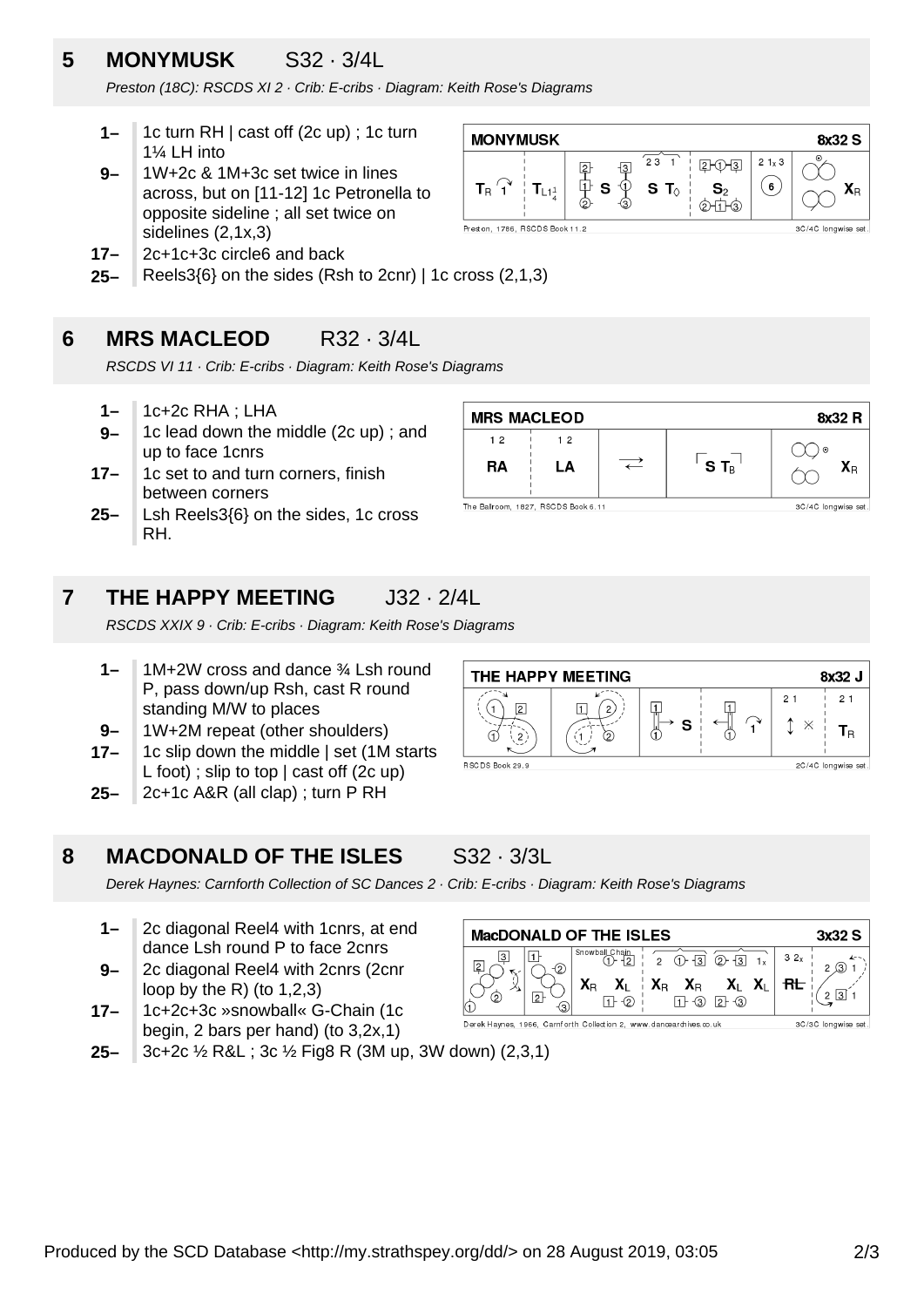## 5 MONYMUSK S32 · 3/4L

*Preston (18C): RSCDS XI 2 · Crib: E-cribs · Diagram: Keith Rose's Diagrams*

- **1–** 1c turn RH | cast off (2c up) ; 1c turn 1¼ LH into
- **9–** 1W+2c & 1M+3c set twice in lines across, but on [11-12] 1c Petronella to opposite sideline ; all set twice on sidelines (2,1x,3)
- **17–** 2c+1c+3c circle6 and back
- **25–** Reels3{6} on the sides (Rsh to 2cnr) | 1c cross (2,1,3)

## 6 MRS MACLEOD R32 · 3/4L

*RSCDS VI 11 · Crib: E-cribs · Diagram: Keith Rose's Diagrams*

- **1–** 1c+2c RHA ; LHA
- **9–** 1c lead down the middle (2c up) ; and up to face 1cnrs
- **17–** 1c set to and turn corners, finish between corners
- **25–** Lsh Reels3{6} on the sides, 1c cross RH.

## 7 THE HAPPY MEETING J32 · 2/4L

*RSCDS XXIX 9 · Crib: E-cribs · Diagram: Keith Rose's Diagrams*

- **1–** 1M+2W cross and dance ¾ Lsh round P, pass down/up Rsh, cast R round standing M/W to places
- **9–** 1W+2M repeat (other shoulders)
- **17–** 1c slip down the middle | set (1M starts L foot) ; slip to top | cast off (2c up)
- **25–** 2c+1c A&R (all clap) ; turn P RH

## 8 MACDONALD OF THE ISLES S32 · 3/3L

*Derek Haynes: Carnforth Collection of SC Dances 2 · Crib: E-cribs · Diagram: Keith Rose's Diagrams*

- **1–** 2c diagonal Reel4 with 1cnrs, at end dance Lsh round P to face 2cnrs
- **9–** 2c diagonal Reel4 with 2cnrs (2cnr loop by the R) (to 1,2,3)
- **17–** 1c+2c+3c »snowball« G-Chain (1c begin, 2 bars per hand) (to 3,2x,1)
- **25–** 3c+2c ½ R&L ; 3c ½ Fig8 R (3M up, 3W down) (2,3,1)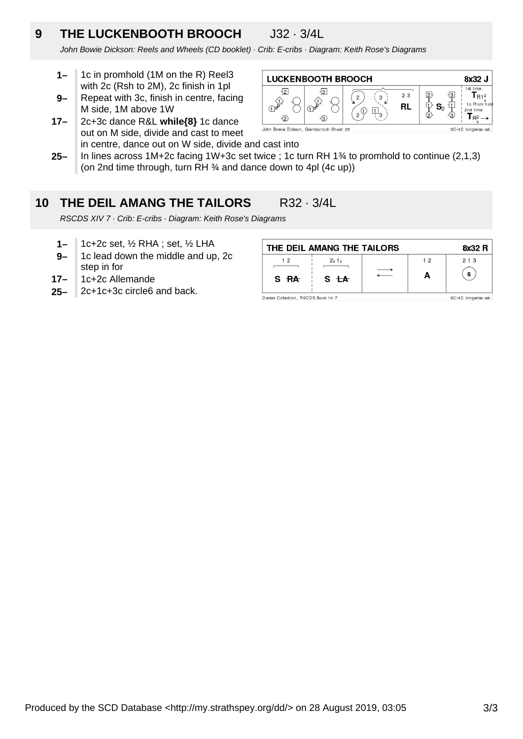## 9 THE LUCKENBOOTH BROOCH J32 · 3/4L

*John Bowie Dickson: Reels and Wheels (CD booklet) · Crib: E-cribs · Diagram: Keith Rose's Diagrams*

**1–** 1c in promhold (1M on the R) Reel3 with 2c (Rsh to 2M), 2c finish in 1pl

**9–** Repeat with 3c, finish in centre, facing M side, 1M above 1W

**17–** 2c+3c dance R&L **while{8}** 1c dance out on M side, divide and cast to meet in centre, dance out on W side, divide and cast into

**25–** In lines across 1M+2c facing 1W+3c set twice ; 1c turn RH 1¾ to promhold to continue (2,1,3) (on 2nd time through, turn RH ¾ and dance down to 4pl (4c up))

LUCKENBOOTH BROOCH 8x32 J

John Bowie Dickson, Glendarroch Sheet 28

3C/4C longwise set.

## 10 THE DEIL AMANG THE TAILORS R32 · 3/4L

*RSCDS XIV 7 · Crib: E-cribs · Diagram: Keith Rose's Diagrams*

**1–** 1c+2c set, ½ RHA ; set, ½ LHA

**9–** 1c lead down the middle and up, 2c step in for

**17–** 1c+2c Allemande

**25–** 2c+1c+3c circle6 and back.

THE DEIL AMANG THE TAILORS 8x32 R

Davies Collection, RSCDS Book 14.7

3C/4C longwise set.